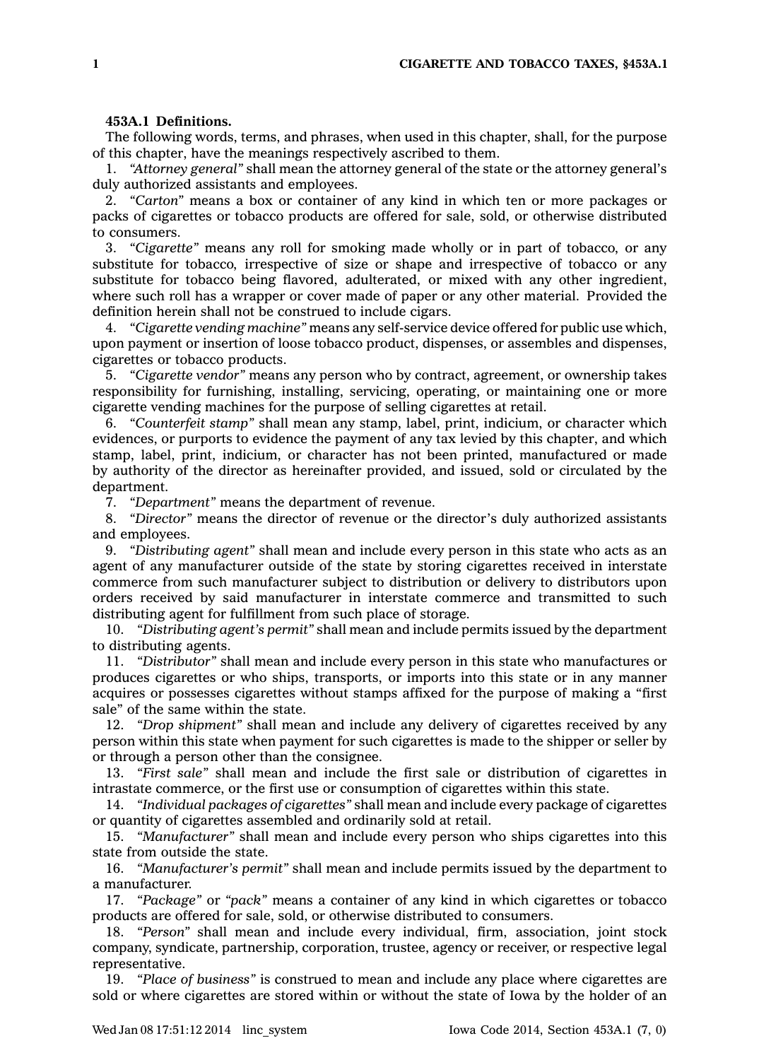**453A.1 Definitions.**

The following words, terms, and phrases, when used in this chapter, shall, for the purpose of this chapter, have the meanings respectively ascribed to them.

1. *"Attorney general"* shall mean the attorney general of the state or the attorney general's duly authorized assistants and employees.

2. *"Carton"* means a box or container of any kind in which ten or more packages or packs of cigarettes or tobacco products are offered for sale, sold, or otherwise distributed to consumers.

3. *"Cigarette"* means any roll for smoking made wholly or in part of tobacco, or any substitute for tobacco, irrespective of size or shape and irrespective of tobacco or any substitute for tobacco being flavored, adulterated, or mixed with any other ingredient, where such roll has a wrapper or cover made of paper or any other material. Provided the definition herein shall not be construed to include cigars.

4. *"Cigarette vending machine"* means any self-service device offered for public use which, upon payment or insertion of loose tobacco product, dispenses, or assembles and dispenses, cigarettes or tobacco products.

5. *"Cigarette vendor"* means any person who by contract, agreement, or ownership takes responsibility for furnishing, installing, servicing, operating, or maintaining one or more cigarette vending machines for the purpose of selling cigarettes at retail.

6. *"Counterfeit stamp"* shall mean any stamp, label, print, indicium, or character which evidences, or purports to evidence the payment of any tax levied by this chapter, and which stamp, label, print, indicium, or character has not been printed, manufactured or made by authority of the director as hereinafter provided, and issued, sold or circulated by the department.

7. *"Department"* means the department of revenue.

8. *"Director"* means the director of revenue or the director's duly authorized assistants and employees.

9. *"Distributing agent"* shall mean and include every person in this state who acts as an agent of any manufacturer outside of the state by storing cigarettes received in interstate commerce from such manufacturer subject to distribution or delivery to distributors upon orders received by said manufacturer in interstate commerce and transmitted to such distributing agent for fulfillment from such place of storage.

10. *"Distributing agent's permit"* shall mean and include permits issued by the department to distributing agents.

11. *"Distributor"* shall mean and include every person in this state who manufactures or produces cigarettes or who ships, transports, or imports into this state or in any manner acquires or possesses cigarettes without stamps affixed for the purpose of making a "first sale" of the same within the state.

12. *"Drop shipment"* shall mean and include any delivery of cigarettes received by any person within this state when payment for such cigarettes is made to the shipper or seller by or through a person other than the consignee.

13. *"First sale"* shall mean and include the first sale or distribution of cigarettes in intrastate commerce, or the first use or consumption of cigarettes within this state.

14. *"Individual packages of cigarettes"* shall mean and include every package of cigarettes or quantity of cigarettes assembled and ordinarily sold at retail.

15. *"Manufacturer"* shall mean and include every person who ships cigarettes into this state from outside the state.

16. *"Manufacturer's permit"* shall mean and include permits issued by the department to a manufacturer.

17. *"Package"* or *"pack"* means a container of any kind in which cigarettes or tobacco products are offered for sale, sold, or otherwise distributed to consumers.

18. *"Person"* shall mean and include every individual, firm, association, joint stock company, syndicate, partnership, corporation, trustee, agency or receiver, or respective legal representative.

19. *"Place of business"* is construed to mean and include any place where cigarettes are sold or where cigarettes are stored within or without the state of Iowa by the holder of an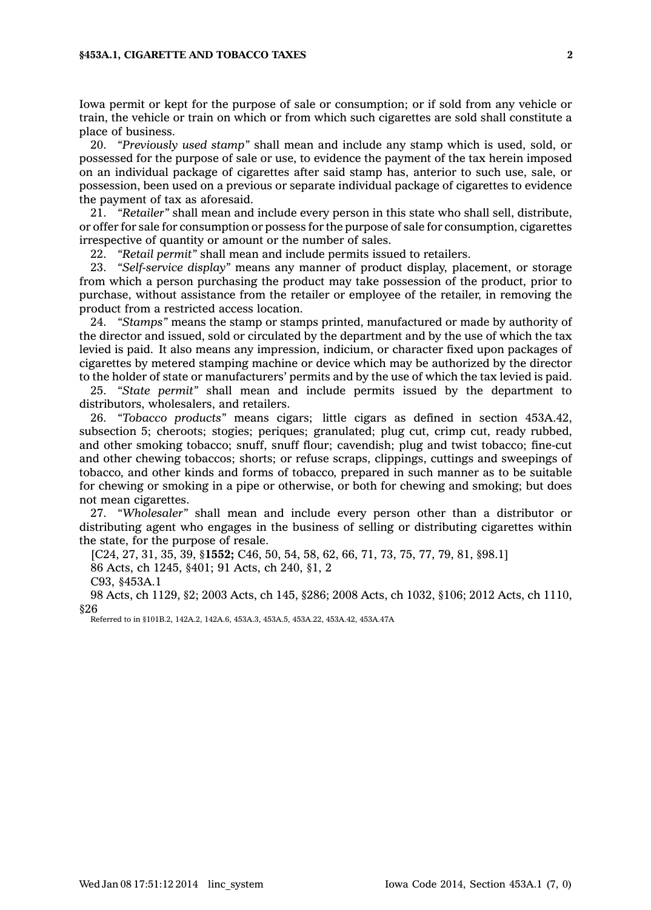Iowa permit or kept for the purpose of sale or consumption; or if sold from any vehicle or train, the vehicle or train on which or from which such cigarettes are sold shall constitute a place of business.

20. *"Previously used stamp"* shall mean and include any stamp which is used, sold, or possessed for the purpose of sale or use, to evidence the payment of the tax herein imposed on an individual package of cigarettes after said stamp has, anterior to such use, sale, or possession, been used on a previous or separate individual package of cigarettes to evidence the payment of tax as aforesaid.

21. *"Retailer"* shall mean and include every person in this state who shall sell, distribute, or offer for sale for consumption or possess for the purpose of sale for consumption, cigarettes irrespective of quantity or amount or the number of sales.

22. *"Retail permit"* shall mean and include permits issued to retailers.

23. *"Self-service display"* means any manner of product display, placement, or storage from which a person purchasing the product may take possession of the product, prior to purchase, without assistance from the retailer or employee of the retailer, in removing the product from a restricted access location.

24. *"Stamps"* means the stamp or stamps printed, manufactured or made by authority of the director and issued, sold or circulated by the department and by the use of which the tax levied is paid. It also means any impression, indicium, or character fixed upon packages of cigarettes by metered stamping machine or device which may be authorized by the director to the holder of state or manufacturers' permits and by the use of which the tax levied is paid.

25. *"State permit"* shall mean and include permits issued by the department to distributors, wholesalers, and retailers.

26. *"Tobacco products"* means cigars; little cigars as defined in section 453A.42, subsection 5; cheroots; stogies; periques; granulated; plug cut, crimp cut, ready rubbed, and other smoking tobacco; snuff, snuff flour; cavendish; plug and twist tobacco; fine-cut and other chewing tobaccos; shorts; or refuse scraps, clippings, cuttings and sweepings of tobacco, and other kinds and forms of tobacco, prepared in such manner as to be suitable for chewing or smoking in a pipe or otherwise, or both for chewing and smoking; but does not mean cigarettes.

27. *"Wholesaler"* shall mean and include every person other than a distributor or distributing agent who engages in the business of selling or distributing cigarettes within the state, for the purpose of resale.

[C24, 27, 31, 35, 39, §**1552;** C46, 50, 54, 58, 62, 66, 71, 73, 75, 77, 79, 81, §98.1]

86 Acts, ch 1245, §401; 91 Acts, ch 240, §1, 2

C93, §453A.1

98 Acts, ch 1129, §2; 2003 Acts, ch 145, §286; 2008 Acts, ch 1032, §106; 2012 Acts, ch 1110, §26

Referred to in §101B.2, 142A.2, 142A.6, 453A.3, 453A.5, 453A.22, 453A.42, 453A.47A